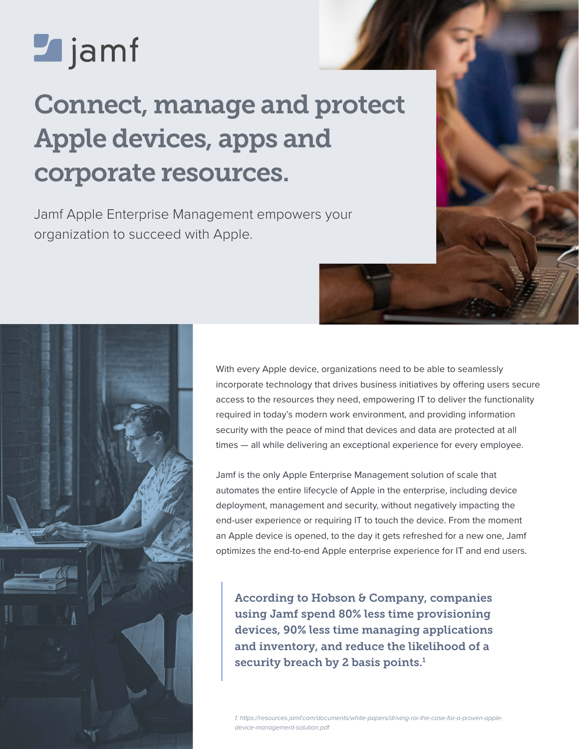jamf

# Connect, manage and protect Apple devices, apps and corporate resources.

Jamf Apple Enterprise Management empowers your organization to succeed with Apple.

With every Apple device, organizations need to be able to seamlessly incorporate technology that drives business initiatives by offering users secure access to the resources they need, empowering IT to deliver the functionality required in today's modern work environment, and providing information security with the peace of mind that devices and data are protected at all times — all while delivering an exceptional experience for every employee.

Jamf is the only Apple Enterprise Management solution of scale that automates the entire lifecycle of Apple in the enterprise, including device deployment, management and security, without negatively impacting the end-user experience or requiring IT to touch the device. From the moment an Apple device is opened, to the day it gets refreshed for a new one, Jamf optimizes the end-to-end Apple enterprise experience for IT and end users.

> **According to Hobson & Company, companies using Jamf spend 80% less time provisioning devices, 90% less time managing applications and inventory, and reduce the likelihood of a security breach by 2 basis points.[1]**

*1. https://resources.jamf.com/documents/white-papers/driving-roi-the-case-for-a-proven-apple-device-management-solution.pdf*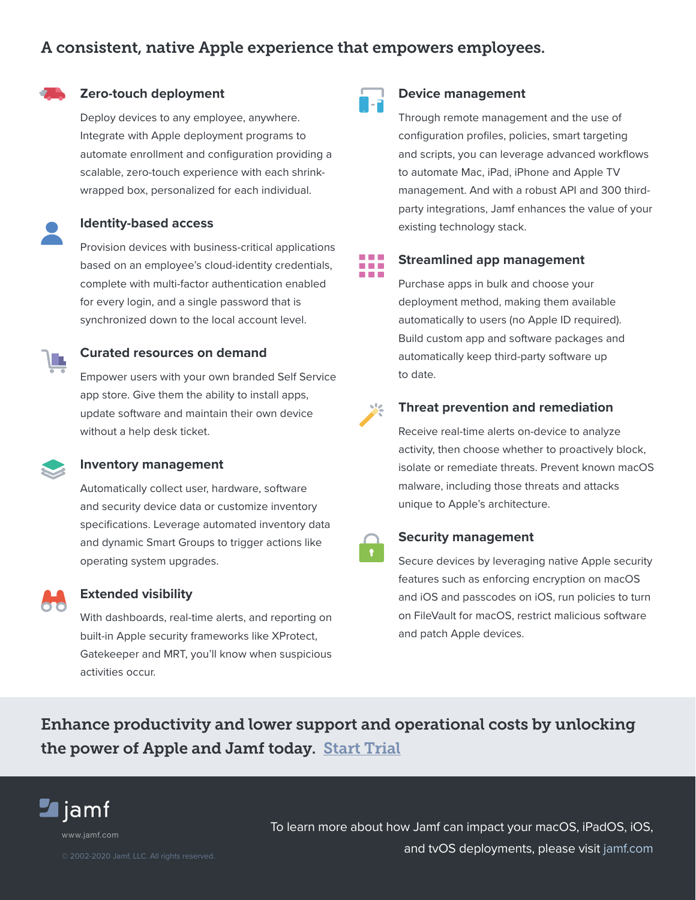## A consistent, native Apple experience that empowers employees.

### Zero-touch deployment

Deploy devices to any employee, anywhere. Integrate with Apple deployment programs to automate enrollment and configuration providing a scalable, zero-touch experience with each shrink-wrapped box, personalized for each individual.

### Identity-based access

Provision devices with business-critical applications based on an employee's cloud-identity credentials, complete with multi-factor authentication enabled for every login, and a single password that is synchronized down to the local account level.

### Curated resources on demand

Empower users with your own branded Self Service app store. Give them the ability to install apps, update software and maintain their own device without a help desk ticket.

### Inventory management

Automatically collect user, hardware, software and security device data or customize inventory specifications. Leverage automated inventory data and dynamic Smart Groups to trigger actions like operating system upgrades.

### Extended visibility

With dashboards, real-time alerts, and reporting on built-in Apple security frameworks like XProtect, Gatekeeper and MRT, you'll know when suspicious activities occur.

### Device management

Through remote management and the use of configuration profiles, policies, smart targeting and scripts, you can leverage advanced workflows to automate Mac, iPad, iPhone and Apple TV management. And with a robust API and 300 third-party integrations, Jamf enhances the value of your existing technology stack.

### Streamlined app management

Purchase apps in bulk and choose your deployment method, making them available automatically to users (no Apple ID required). Build custom app and software packages and automatically keep third-party software up to date.

### Threat prevention and remediation

Receive real-time alerts on-device to analyze activity, then choose whether to proactively block, isolate or remediate threats. Prevent known macOS malware, including those threats and attacks unique to Apple's architecture.

### Security management

Secure devices by leveraging native Apple security features such as enforcing encryption on macOS and iOS and passcodes on iOS, run policies to turn on FileVault for macOS, restrict malicious software and patch Apple devices.

**Enhance productivity and lower support and operational costs by unlocking the power of Apple and Jamf today.** Start Trial

jamf

www.jamf.com

© 2002-2020 Jamf, LLC. All rights reserved.

To learn more about how Jamf can impact your macOS, iPadOS, iOS, and tvOS deployments, please visit jamf.com